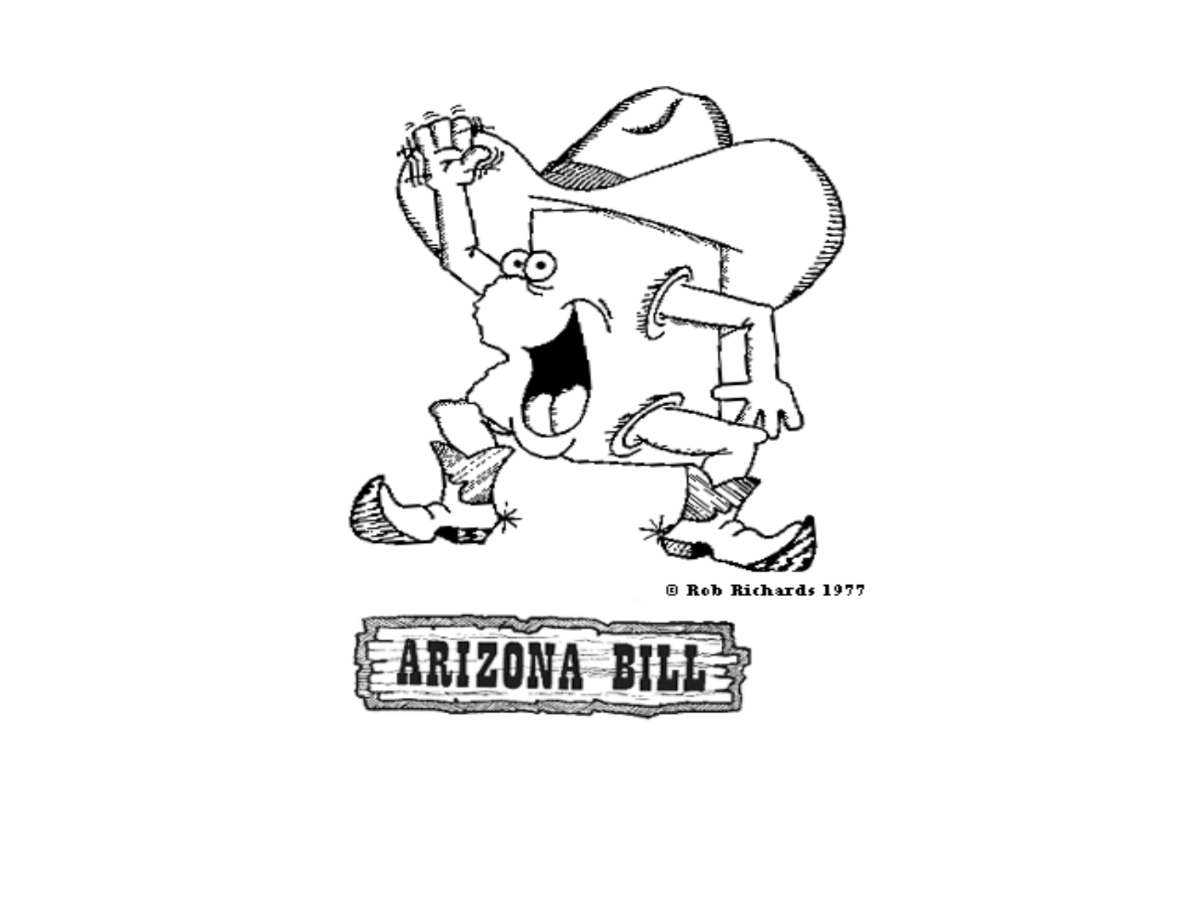© Rob Richards 1977

# ARIZONA BILL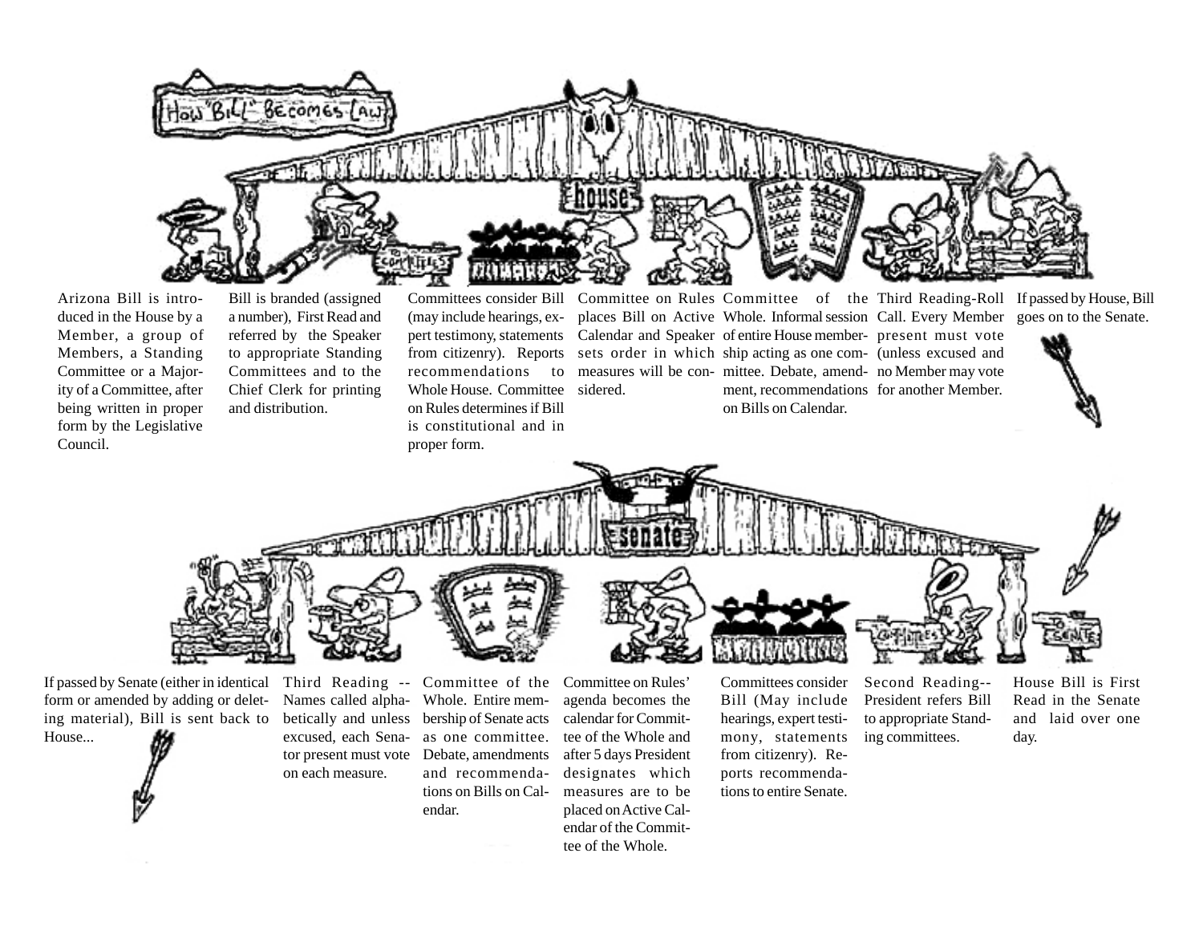# How "Bill" Becomes Law

Arizona Bill is introduced in the House by a Member, a group of Members, a Standing Committee or a Majority of a Committee, after being written in proper form by the Legislative Council.

Bill is branded (assigned a number), First Read and referred by the Speaker to appropriate Standing Committees and to the Chief Clerk for printing and distribution.

Committees consider Bill (may include hearings, expert testimony, statements from citizenry). Reports recommendations to Whole House. Committee on Rules determines if Bill is constitutional and in proper form.

Committee on Rules places Bill on Active Calendar and Speaker sets order in which measures will be considered.

Committee of the Whole. Informal session of entire House membership acting as one committee. Debate, amendment, recommendations on Bills on Calendar.

Third Reading-Roll Call. Every Member present must vote (unless excused and no Member may vote for another Member.

If passed by House, Bill goes on to the Senate.

House Bill is First Read in the Senate and laid over one day.

Second Reading-- President refers Bill to appropriate Standing committees.

Committees consider Bill (May include hearings, expert testimony, statements from citizenry). Reports recommendations to entire Senate.

Committee on Rules' agenda becomes the calendar for Committee of the Whole and after 5 days President designates which measures are to be placed on Active Calendar of the Committee of the Whole.

Committee of the Whole. Entire membership of Senate acts as one committee. Debate, amendments and recommendations on Bills on Calendar.

Third Reading -- Names called alphabetically and unless excused, each Senator present must vote on each measure.

If passed by Senate (either in identical form or amended by adding or deleting material), Bill is sent back to House...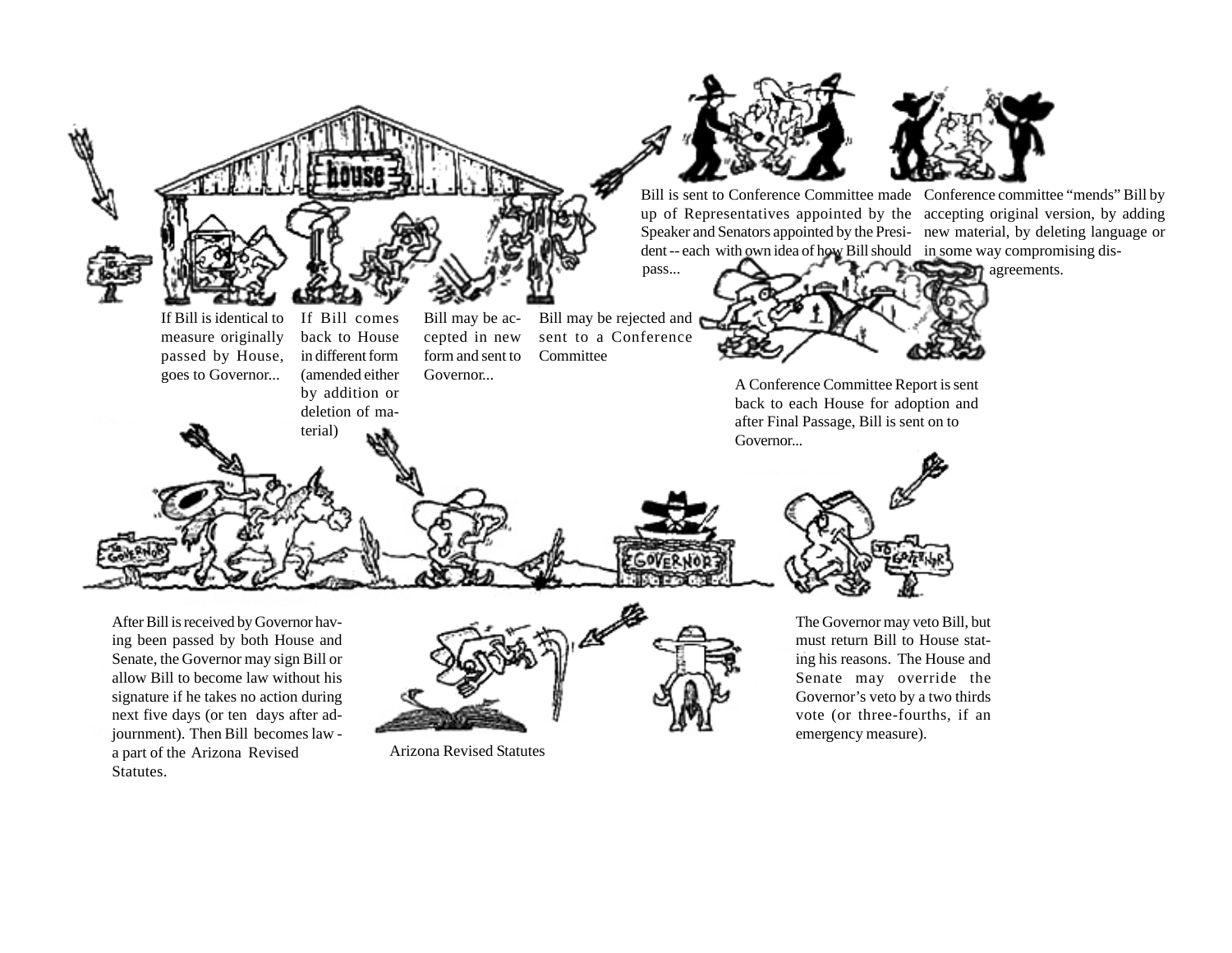If Bill is identical to measure originally passed by House, goes to Governor...

If Bill comes back to House in different form (amended either by addition or deletion of material)

Bill may be accepted in new form and sent to Governor...

Bill may be rejected and sent to a Conference Committee

Bill is sent to Conference Committee made up of Representatives appointed by the Speaker and Senators appointed by the President -- each with own idea of how Bill should pass...

Conference committee "mends" Bill by accepting original version, by adding new material, by deleting language or in some way compromising disagreements.

A Conference Committee Report is sent back to each House for adoption and after Final Passage, Bill is sent on to Governor...

After Bill is received by Governor having been passed by both House and Senate, the Governor may sign Bill or allow Bill to become law without his signature if he takes no action during next five days (or ten days after adjournment). Then Bill becomes law - a part of the Arizona Revised Statutes.

Arizona Revised Statutes

The Governor may veto Bill, but must return Bill to House stating his reasons. The House and Senate may override the Governor's veto by a two thirds vote (or three-fourths, if an emergency measure).